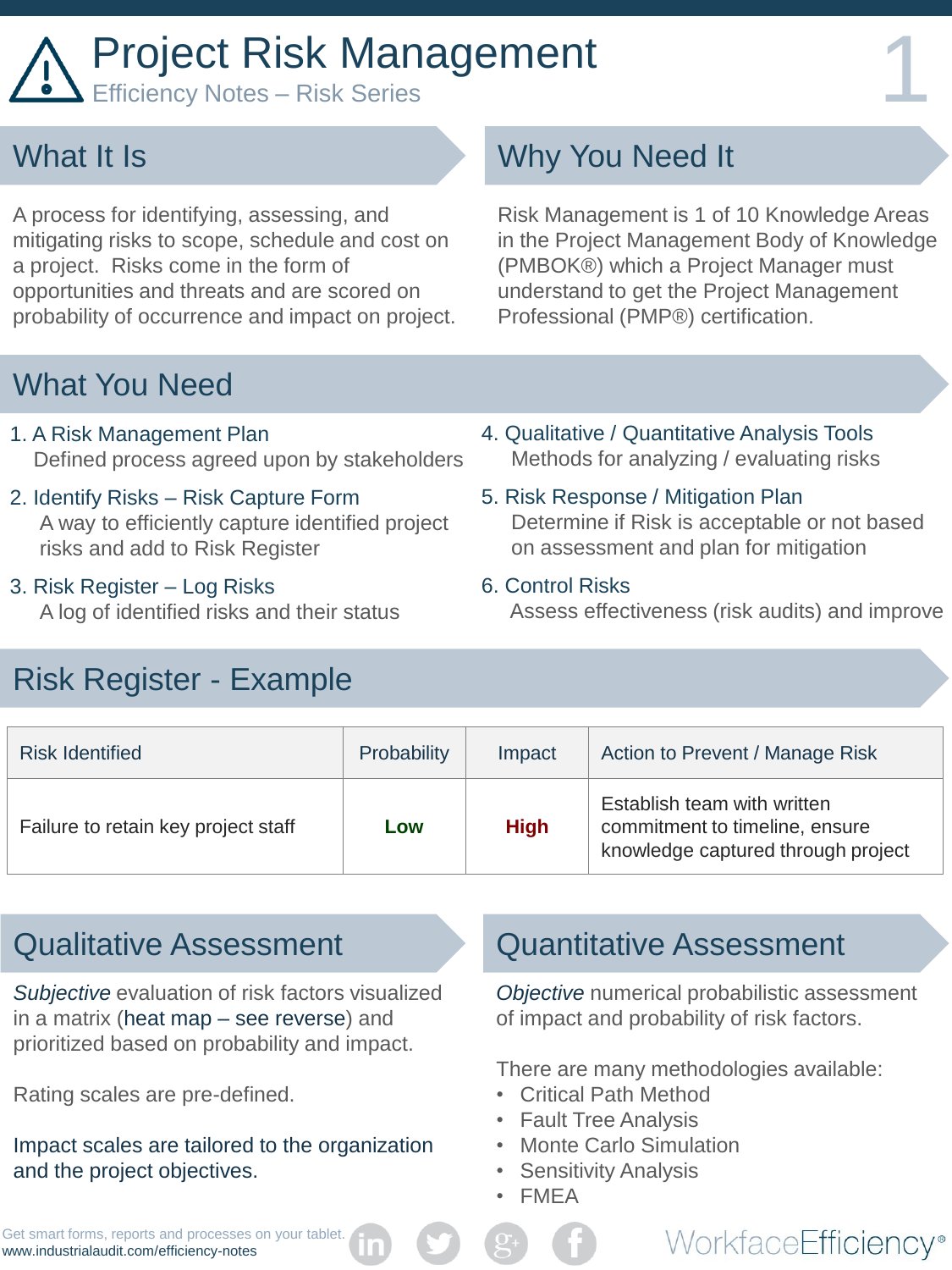# Project Risk Management

Efficiency Notes – Risk Series

## What It Is

A process for identifying, assessing, and mitigating risks to scope, schedule and cost on a project. Risks come in the form of opportunities and threats and are scored on probability of occurrence and impact on project.

## Why You Need It

Risk Management is 1 of 10 Knowledge Areas in the Project Management Body of Knowledge (PMBOK®) which a Project Manager must understand to get the Project Management Professional (PMP®) certification.

## What You Need

1. A Risk Management Plan
   Defined process agreed upon by stakeholders
2. Identify Risks – Risk Capture Form
   A way to efficiently capture identified project risks and add to Risk Register
3. Risk Register – Log Risks
   A log of identified risks and their status
4. Qualitative / Quantitative Analysis Tools
   Methods for analyzing / evaluating risks
5. Risk Response / Mitigation Plan
   Determine if Risk is acceptable or not based on assessment and plan for mitigation
6. Control Risks
   Assess effectiveness (risk audits) and improve

## Risk Register - Example

| Risk Identified | Probability | Impact | Action to Prevent / Manage Risk |
|---|---|---|---|
| Failure to retain key project staff | **Low** | **High** | Establish team with written commitment to timeline, ensure knowledge captured through project |

## Qualitative Assessment

*Subjective* evaluation of risk factors visualized in a matrix (heat map – see reverse) and prioritized based on probability and impact.

Rating scales are pre-defined.

Impact scales are tailored to the organization and the project objectives.

## Quantitative Assessment

*Objective* numerical probabilistic assessment of impact and probability of risk factors.

There are many methodologies available:

- Critical Path Method
- Fault Tree Analysis
- Monte Carlo Simulation
- Sensitivity Analysis
- FMEA

Get smart forms, reports and processes on your tablet.
www.industrialaudit.com/efficiency-notes

WorkfaceEfficiency®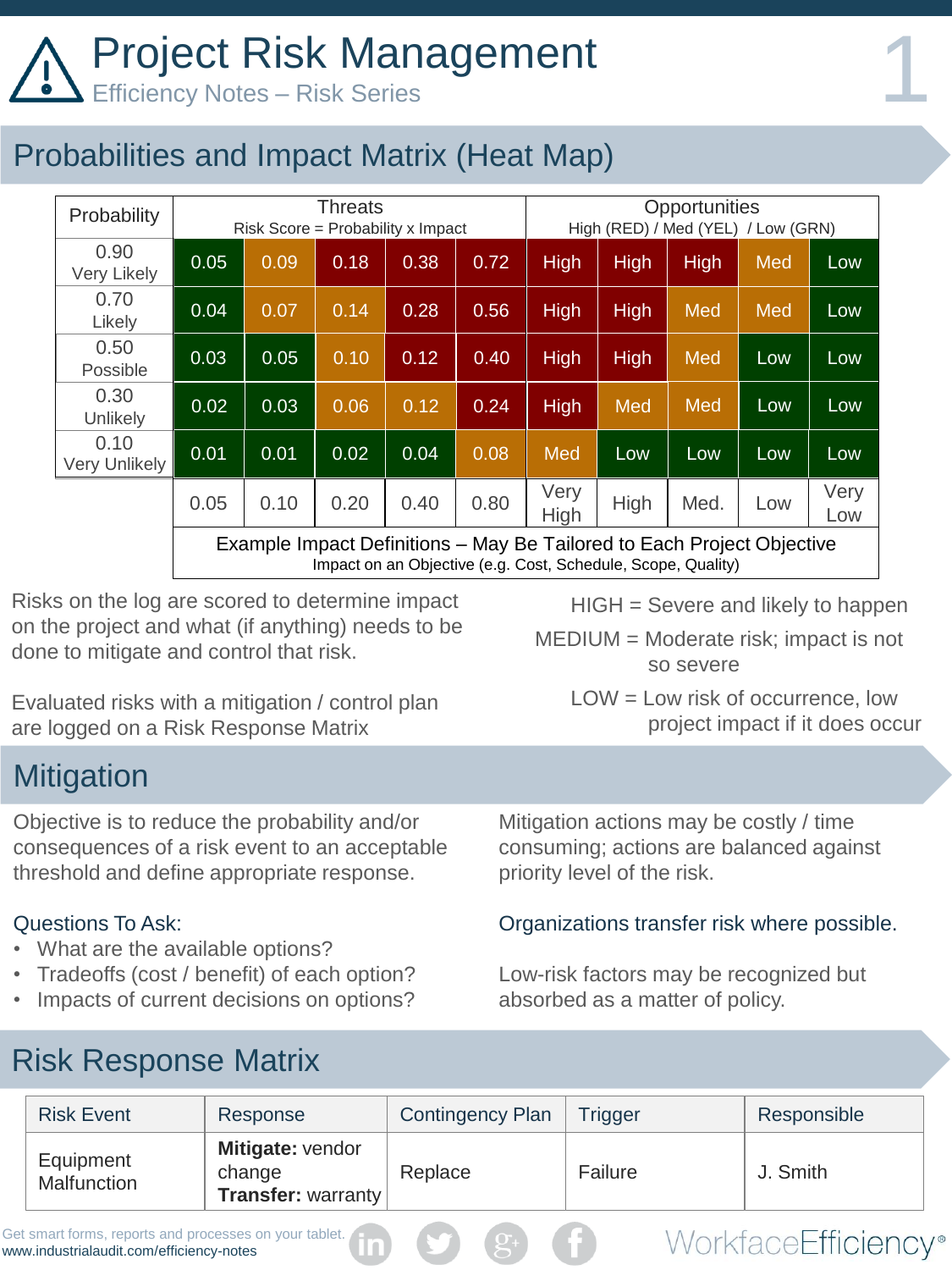# Project Risk Management

Efficiency Notes – Risk Series

## Probabilities and Impact Matrix (Heat Map)

| Probability | Threats<br>Risk Score = Probability x Impact | | | | | Opportunities<br>High (RED) / Med (YEL) / Low (GRN) | | | | |
|---|---|---|---|---|---|---|---|---|---|---|
| 0.90<br>Very Likely | 0.05 | 0.09 | 0.18 | 0.38 | 0.72 | High | High | High | Med | Low |
| 0.70<br>Likely | 0.04 | 0.07 | 0.14 | 0.28 | 0.56 | High | High | Med | Med | Low |
| 0.50<br>Possible | 0.03 | 0.05 | 0.10 | 0.12 | 0.40 | High | High | Med | Low | Low |
| 0.30<br>Unlikely | 0.02 | 0.03 | 0.06 | 0.12 | 0.24 | High | Med | Med | Low | Low |
| 0.10<br>Very Unlikely | 0.01 | 0.01 | 0.02 | 0.04 | 0.08 | Med | Low | Low | Low | Low |
| | 0.05 | 0.10 | 0.20 | 0.40 | 0.80 | Very High | High | Med. | Low | Very Low |
| | Example Impact Definitions – May Be Tailored to Each Project Objective<br>Impact on an Objective (e.g. Cost, Schedule, Scope, Quality) | | | | | | | | | |

Risks on the log are scored to determine impact on the project and what (if anything) needs to be done to mitigate and control that risk.

Evaluated risks with a mitigation / control plan are logged on a Risk Response Matrix

HIGH = Severe and likely to happen

MEDIUM = Moderate risk; impact is not so severe

LOW = Low risk of occurrence, low project impact if it does occur

## Mitigation

Objective is to reduce the probability and/or consequences of a risk event to an acceptable threshold and define appropriate response.

Questions To Ask:

- What are the available options?
- Tradeoffs (cost / benefit) of each option?
- Impacts of current decisions on options?

Mitigation actions may be costly / time consuming; actions are balanced against priority level of the risk.

Organizations transfer risk where possible.

Low-risk factors may be recognized but absorbed as a matter of policy.

## Risk Response Matrix

| Risk Event | Response | Contingency Plan | Trigger | Responsible |
|---|---|---|---|---|
| Equipment Malfunction | **Mitigate:** vendor change<br>**Transfer:** warranty | Replace | Failure | J. Smith |

Get smart forms, reports and processes on your tablet.
www.industrialaudit.com/efficiency-notes

WorkfaceEfficiency®